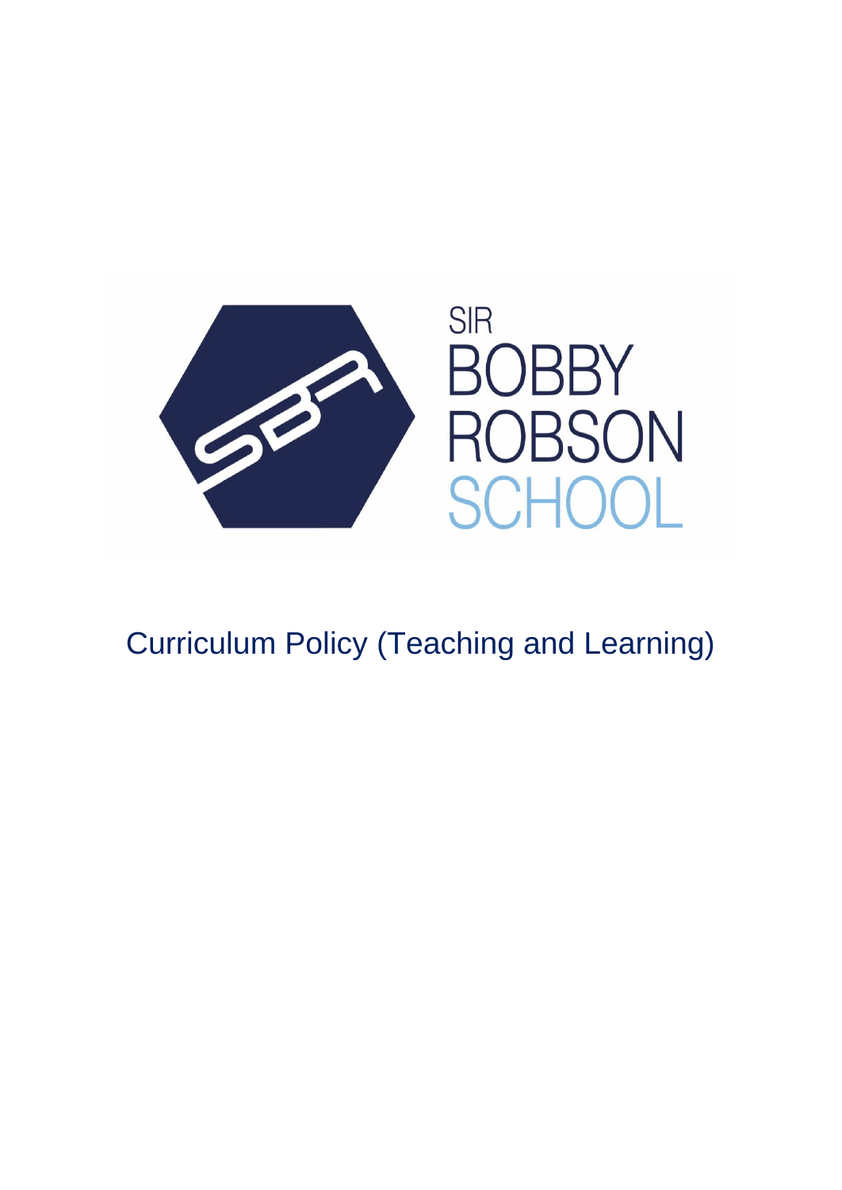SIR BOBBY ROBSON SCHOOL

# Curriculum Policy (Teaching and Learning)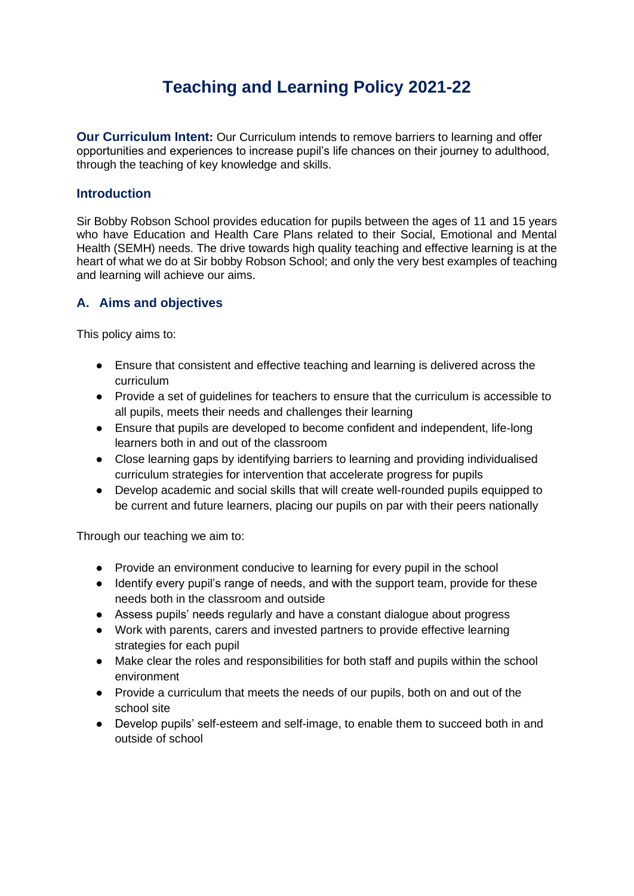# Teaching and Learning Policy 2021-22

**Our Curriculum Intent:** Our Curriculum intends to remove barriers to learning and offer opportunities and experiences to increase pupil's life chances on their journey to adulthood, through the teaching of key knowledge and skills.

## Introduction

Sir Bobby Robson School provides education for pupils between the ages of 11 and 15 years who have Education and Health Care Plans related to their Social, Emotional and Mental Health (SEMH) needs. The drive towards high quality teaching and effective learning is at the heart of what we do at Sir bobby Robson School; and only the very best examples of teaching and learning will achieve our aims.

## A. Aims and objectives

This policy aims to:

- Ensure that consistent and effective teaching and learning is delivered across the curriculum
- Provide a set of guidelines for teachers to ensure that the curriculum is accessible to all pupils, meets their needs and challenges their learning
- Ensure that pupils are developed to become confident and independent, life-long learners both in and out of the classroom
- Close learning gaps by identifying barriers to learning and providing individualised curriculum strategies for intervention that accelerate progress for pupils
- Develop academic and social skills that will create well-rounded pupils equipped to be current and future learners, placing our pupils on par with their peers nationally

Through our teaching we aim to:

- Provide an environment conducive to learning for every pupil in the school
- Identify every pupil's range of needs, and with the support team, provide for these needs both in the classroom and outside
- Assess pupils' needs regularly and have a constant dialogue about progress
- Work with parents, carers and invested partners to provide effective learning strategies for each pupil
- Make clear the roles and responsibilities for both staff and pupils within the school environment
- Provide a curriculum that meets the needs of our pupils, both on and out of the school site
- Develop pupils' self-esteem and self-image, to enable them to succeed both in and outside of school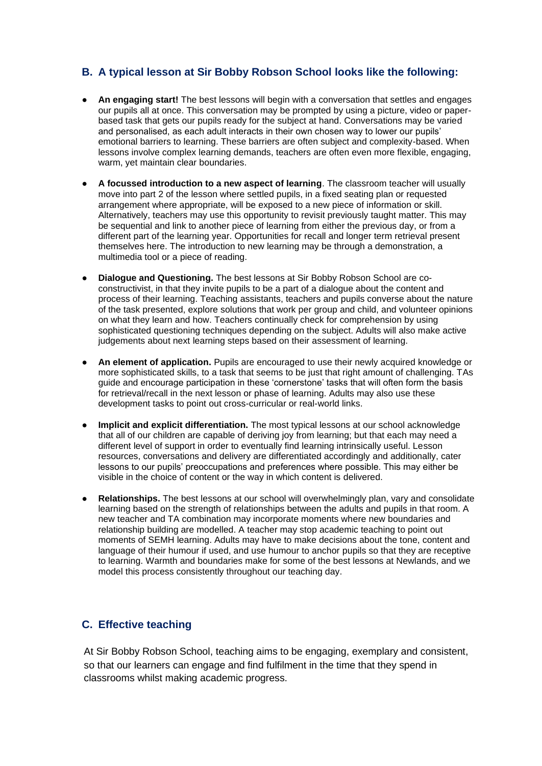## B. A typical lesson at Sir Bobby Robson School looks like the following:

- **An engaging start!** The best lessons will begin with a conversation that settles and engages our pupils all at once. This conversation may be prompted by using a picture, video or paper-based task that gets our pupils ready for the subject at hand. Conversations may be varied and personalised, as each adult interacts in their own chosen way to lower our pupils' emotional barriers to learning. These barriers are often subject and complexity-based. When lessons involve complex learning demands, teachers are often even more flexible, engaging, warm, yet maintain clear boundaries.

- **A focussed introduction to a new aspect of learning**. The classroom teacher will usually move into part 2 of the lesson where settled pupils, in a fixed seating plan or requested arrangement where appropriate, will be exposed to a new piece of information or skill. Alternatively, teachers may use this opportunity to revisit previously taught matter. This may be sequential and link to another piece of learning from either the previous day, or from a different part of the learning year. Opportunities for recall and longer term retrieval present themselves here. The introduction to new learning may be through a demonstration, a multimedia tool or a piece of reading.

- **Dialogue and Questioning.** The best lessons at Sir Bobby Robson School are co-constructivist, in that they invite pupils to be a part of a dialogue about the content and process of their learning. Teaching assistants, teachers and pupils converse about the nature of the task presented, explore solutions that work per group and child, and volunteer opinions on what they learn and how. Teachers continually check for comprehension by using sophisticated questioning techniques depending on the subject. Adults will also make active judgements about next learning steps based on their assessment of learning.

- **An element of application.** Pupils are encouraged to use their newly acquired knowledge or more sophisticated skills, to a task that seems to be just that right amount of challenging. TAs guide and encourage participation in these 'cornerstone' tasks that will often form the basis for retrieval/recall in the next lesson or phase of learning. Adults may also use these development tasks to point out cross-curricular or real-world links.

- **Implicit and explicit differentiation.** The most typical lessons at our school acknowledge that all of our children are capable of deriving joy from learning; but that each may need a different level of support in order to eventually find learning intrinsically useful. Lesson resources, conversations and delivery are differentiated accordingly and additionally, cater lessons to our pupils' preoccupations and preferences where possible. This may either be visible in the choice of content or the way in which content is delivered.

- **Relationships.** The best lessons at our school will overwhelmingly plan, vary and consolidate learning based on the strength of relationships between the adults and pupils in that room. A new teacher and TA combination may incorporate moments where new boundaries and relationship building are modelled. A teacher may stop academic teaching to point out moments of SEMH learning. Adults may have to make decisions about the tone, content and language of their humour if used, and use humour to anchor pupils so that they are receptive to learning. Warmth and boundaries make for some of the best lessons at Newlands, and we model this process consistently throughout our teaching day.

## C. Effective teaching

At Sir Bobby Robson School, teaching aims to be engaging, exemplary and consistent, so that our learners can engage and find fulfilment in the time that they spend in classrooms whilst making academic progress.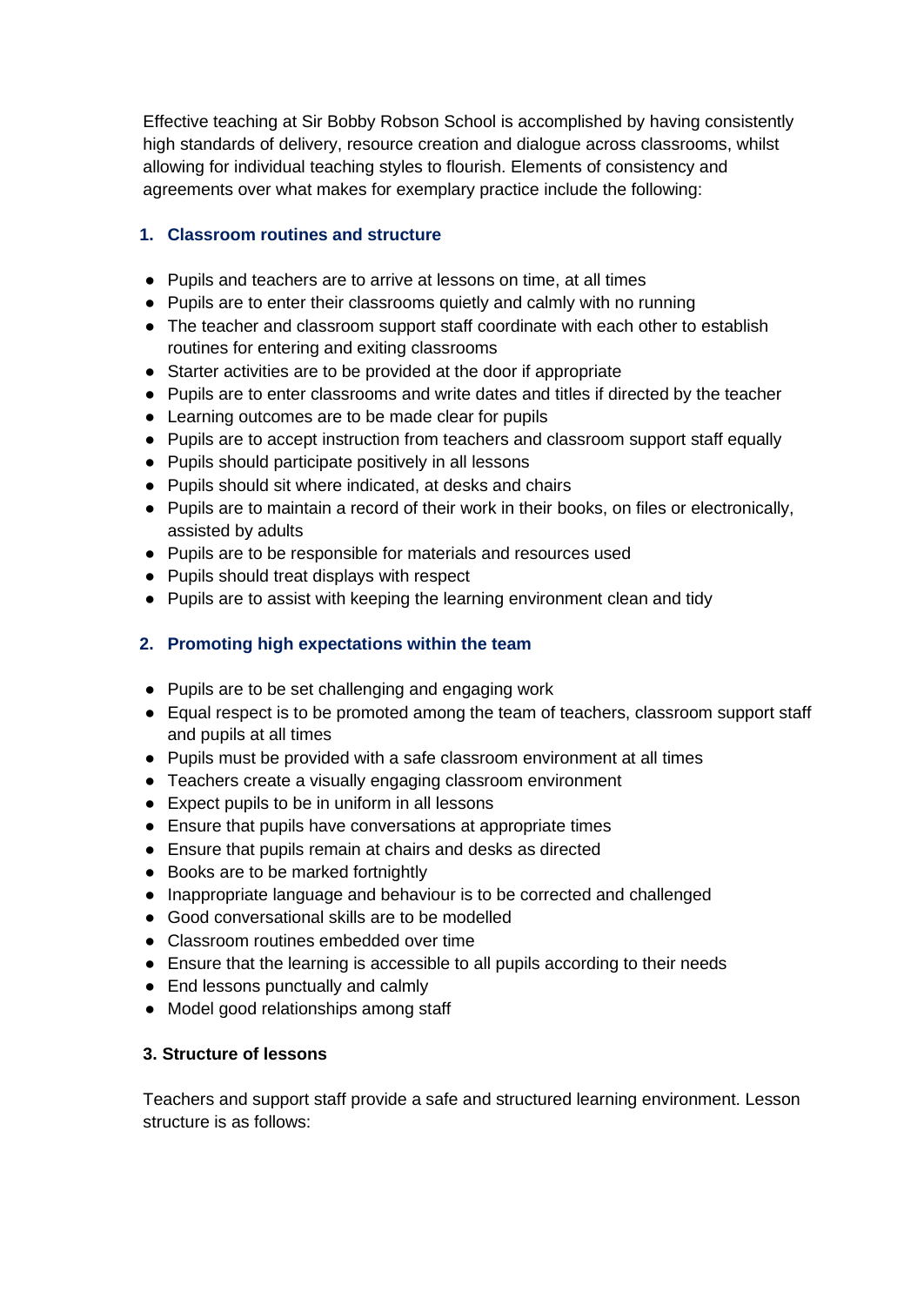Effective teaching at Sir Bobby Robson School is accomplished by having consistently high standards of delivery, resource creation and dialogue across classrooms, whilst allowing for individual teaching styles to flourish. Elements of consistency and agreements over what makes for exemplary practice include the following:

## 1. Classroom routines and structure

- Pupils and teachers are to arrive at lessons on time, at all times
- Pupils are to enter their classrooms quietly and calmly with no running
- The teacher and classroom support staff coordinate with each other to establish routines for entering and exiting classrooms
- Starter activities are to be provided at the door if appropriate
- Pupils are to enter classrooms and write dates and titles if directed by the teacher
- Learning outcomes are to be made clear for pupils
- Pupils are to accept instruction from teachers and classroom support staff equally
- Pupils should participate positively in all lessons
- Pupils should sit where indicated, at desks and chairs
- Pupils are to maintain a record of their work in their books, on files or electronically, assisted by adults
- Pupils are to be responsible for materials and resources used
- Pupils should treat displays with respect
- Pupils are to assist with keeping the learning environment clean and tidy

## 2. Promoting high expectations within the team

- Pupils are to be set challenging and engaging work
- Equal respect is to be promoted among the team of teachers, classroom support staff and pupils at all times
- Pupils must be provided with a safe classroom environment at all times
- Teachers create a visually engaging classroom environment
- Expect pupils to be in uniform in all lessons
- Ensure that pupils have conversations at appropriate times
- Ensure that pupils remain at chairs and desks as directed
- Books are to be marked fortnightly
- Inappropriate language and behaviour is to be corrected and challenged
- Good conversational skills are to be modelled
- Classroom routines embedded over time
- Ensure that the learning is accessible to all pupils according to their needs
- End lessons punctually and calmly
- Model good relationships among staff

### 3. Structure of lessons

Teachers and support staff provide a safe and structured learning environment. Lesson structure is as follows: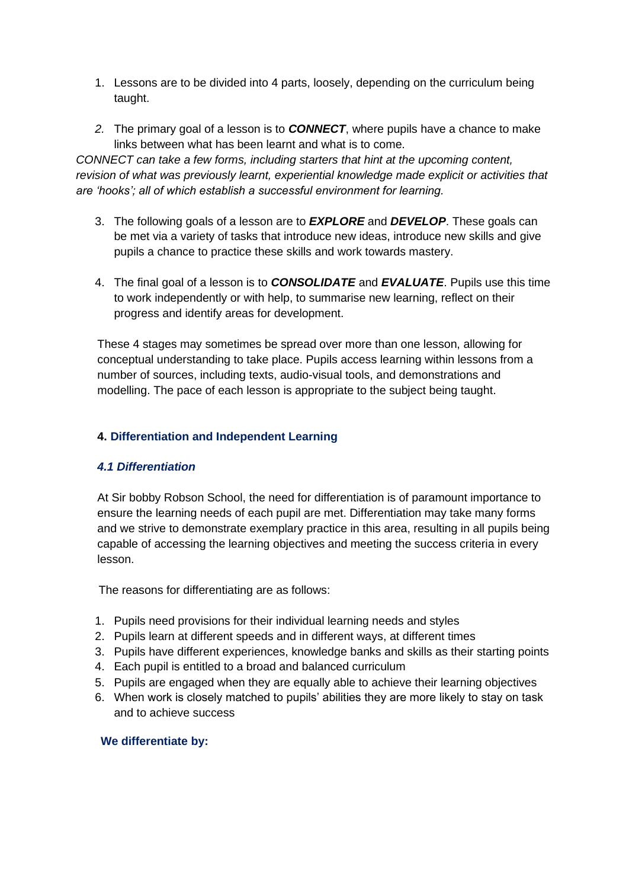1. Lessons are to be divided into 4 parts, loosely, depending on the curriculum being taught.

2. The primary goal of a lesson is to ***CONNECT***, where pupils have a chance to make links between what has been learnt and what is to come.

*CONNECT can take a few forms, including starters that hint at the upcoming content, revision of what was previously learnt, experiential knowledge made explicit or activities that are 'hooks'; all of which establish a successful environment for learning.*

3. The following goals of a lesson are to ***EXPLORE*** and ***DEVELOP***. These goals can be met via a variety of tasks that introduce new ideas, introduce new skills and give pupils a chance to practice these skills and work towards mastery.

4. The final goal of a lesson is to ***CONSOLIDATE*** and ***EVALUATE***. Pupils use this time to work independently or with help, to summarise new learning, reflect on their progress and identify areas for development.

These 4 stages may sometimes be spread over more than one lesson, allowing for conceptual understanding to take place. Pupils access learning within lessons from a number of sources, including texts, audio-visual tools, and demonstrations and modelling. The pace of each lesson is appropriate to the subject being taught.

## 4. Differentiation and Independent Learning

### *4.1 Differentiation*

At Sir bobby Robson School, the need for differentiation is of paramount importance to ensure the learning needs of each pupil are met. Differentiation may take many forms and we strive to demonstrate exemplary practice in this area, resulting in all pupils being capable of accessing the learning objectives and meeting the success criteria in every lesson.

The reasons for differentiating are as follows:

1. Pupils need provisions for their individual learning needs and styles
2. Pupils learn at different speeds and in different ways, at different times
3. Pupils have different experiences, knowledge banks and skills as their starting points
4. Each pupil is entitled to a broad and balanced curriculum
5. Pupils are engaged when they are equally able to achieve their learning objectives
6. When work is closely matched to pupils' abilities they are more likely to stay on task and to achieve success

**We differentiate by:**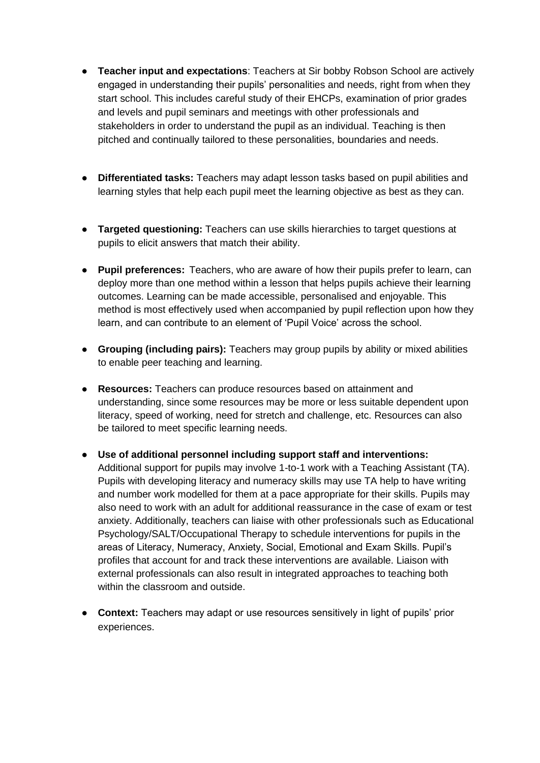- **Teacher input and expectations**: Teachers at Sir bobby Robson School are actively engaged in understanding their pupils' personalities and needs, right from when they start school. This includes careful study of their EHCPs, examination of prior grades and levels and pupil seminars and meetings with other professionals and stakeholders in order to understand the pupil as an individual. Teaching is then pitched and continually tailored to these personalities, boundaries and needs.

- **Differentiated tasks:** Teachers may adapt lesson tasks based on pupil abilities and learning styles that help each pupil meet the learning objective as best as they can.

- **Targeted questioning:** Teachers can use skills hierarchies to target questions at pupils to elicit answers that match their ability.

- **Pupil preferences:** Teachers, who are aware of how their pupils prefer to learn, can deploy more than one method within a lesson that helps pupils achieve their learning outcomes. Learning can be made accessible, personalised and enjoyable. This method is most effectively used when accompanied by pupil reflection upon how they learn, and can contribute to an element of 'Pupil Voice' across the school.

- **Grouping (including pairs):** Teachers may group pupils by ability or mixed abilities to enable peer teaching and learning.

- **Resources:** Teachers can produce resources based on attainment and understanding, since some resources may be more or less suitable dependent upon literacy, speed of working, need for stretch and challenge, etc. Resources can also be tailored to meet specific learning needs.

- **Use of additional personnel including support staff and interventions:** Additional support for pupils may involve 1-to-1 work with a Teaching Assistant (TA). Pupils with developing literacy and numeracy skills may use TA help to have writing and number work modelled for them at a pace appropriate for their skills. Pupils may also need to work with an adult for additional reassurance in the case of exam or test anxiety. Additionally, teachers can liaise with other professionals such as Educational Psychology/SALT/Occupational Therapy to schedule interventions for pupils in the areas of Literacy, Numeracy, Anxiety, Social, Emotional and Exam Skills. Pupil's profiles that account for and track these interventions are available. Liaison with external professionals can also result in integrated approaches to teaching both within the classroom and outside.

- **Context:** Teachers may adapt or use resources sensitively in light of pupils' prior experiences.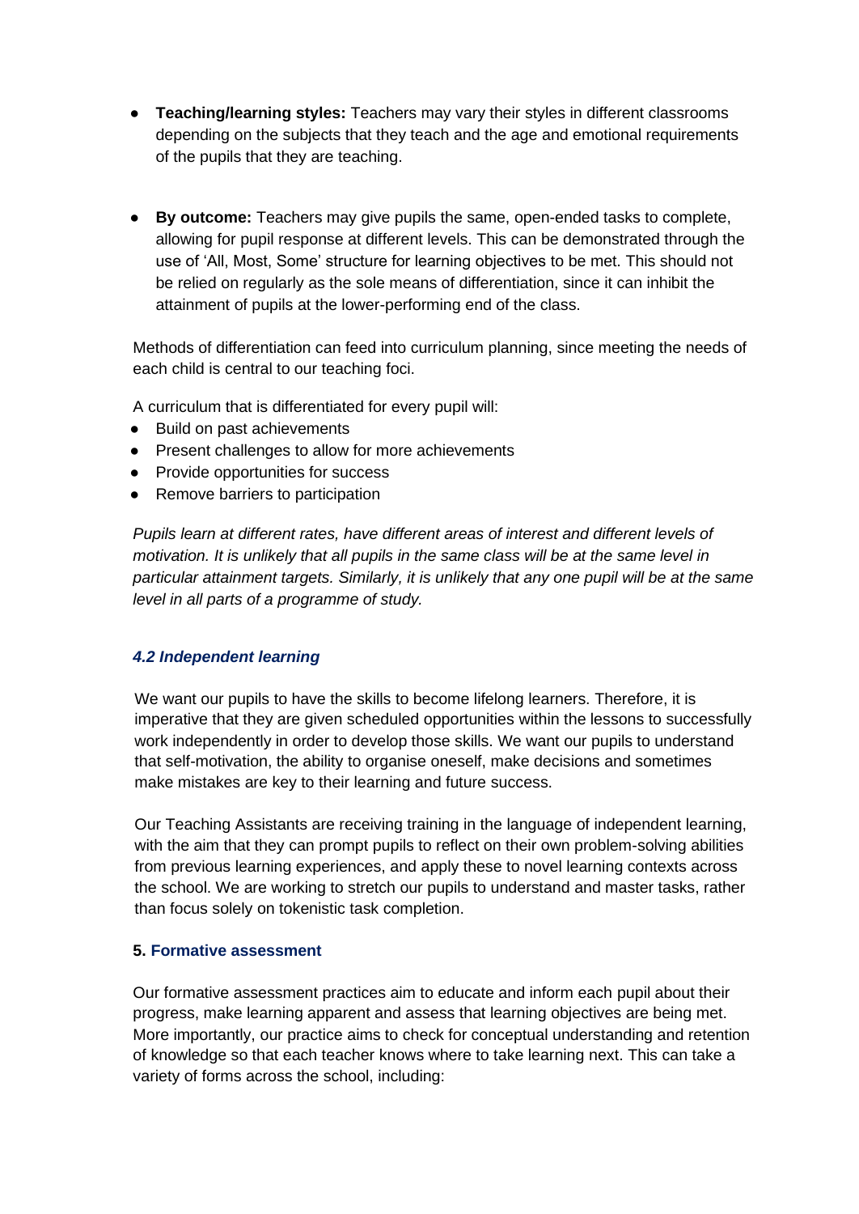- **Teaching/learning styles:** Teachers may vary their styles in different classrooms depending on the subjects that they teach and the age and emotional requirements of the pupils that they are teaching.

- **By outcome:** Teachers may give pupils the same, open-ended tasks to complete, allowing for pupil response at different levels. This can be demonstrated through the use of 'All, Most, Some' structure for learning objectives to be met. This should not be relied on regularly as the sole means of differentiation, since it can inhibit the attainment of pupils at the lower-performing end of the class.

Methods of differentiation can feed into curriculum planning, since meeting the needs of each child is central to our teaching foci.

A curriculum that is differentiated for every pupil will:

- Build on past achievements
- Present challenges to allow for more achievements
- Provide opportunities for success
- Remove barriers to participation

*Pupils learn at different rates, have different areas of interest and different levels of motivation. It is unlikely that all pupils in the same class will be at the same level in particular attainment targets. Similarly, it is unlikely that any one pupil will be at the same level in all parts of a programme of study.*

### *4.2 Independent learning*

We want our pupils to have the skills to become lifelong learners. Therefore, it is imperative that they are given scheduled opportunities within the lessons to successfully work independently in order to develop those skills. We want our pupils to understand that self-motivation, the ability to organise oneself, make decisions and sometimes make mistakes are key to their learning and future success.

Our Teaching Assistants are receiving training in the language of independent learning, with the aim that they can prompt pupils to reflect on their own problem-solving abilities from previous learning experiences, and apply these to novel learning contexts across the school. We are working to stretch our pupils to understand and master tasks, rather than focus solely on tokenistic task completion.

## 5. Formative assessment

Our formative assessment practices aim to educate and inform each pupil about their progress, make learning apparent and assess that learning objectives are being met. More importantly, our practice aims to check for conceptual understanding and retention of knowledge so that each teacher knows where to take learning next. This can take a variety of forms across the school, including: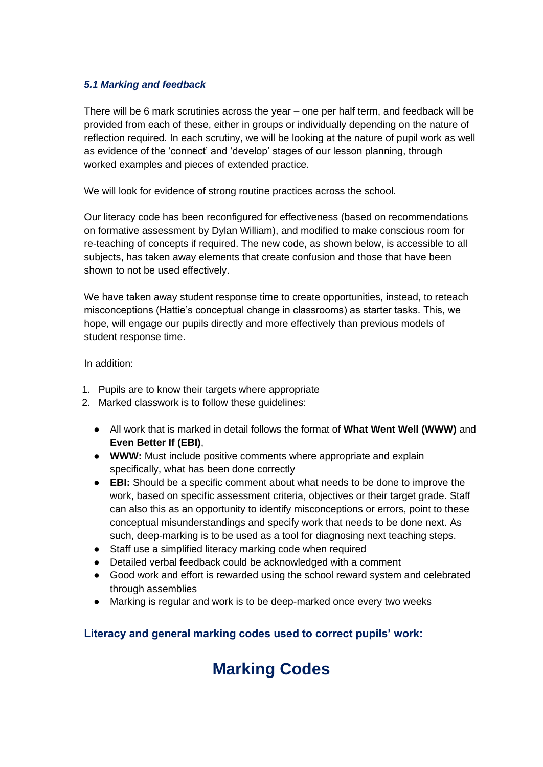### *5.1 Marking and feedback*

There will be 6 mark scrutinies across the year – one per half term, and feedback will be provided from each of these, either in groups or individually depending on the nature of reflection required. In each scrutiny, we will be looking at the nature of pupil work as well as evidence of the 'connect' and 'develop' stages of our lesson planning, through worked examples and pieces of extended practice.

We will look for evidence of strong routine practices across the school.

Our literacy code has been reconfigured for effectiveness (based on recommendations on formative assessment by Dylan William), and modified to make conscious room for re-teaching of concepts if required. The new code, as shown below, is accessible to all subjects, has taken away elements that create confusion and those that have been shown to not be used effectively.

We have taken away student response time to create opportunities, instead, to reteach misconceptions (Hattie's conceptual change in classrooms) as starter tasks. This, we hope, will engage our pupils directly and more effectively than previous models of student response time.

In addition:

1. Pupils are to know their targets where appropriate
2. Marked classwork is to follow these guidelines:

    - All work that is marked in detail follows the format of **What Went Well (WWW)** and **Even Better If (EBI)**,
    - **WWW:** Must include positive comments where appropriate and explain specifically, what has been done correctly
    - **EBI:** Should be a specific comment about what needs to be done to improve the work, based on specific assessment criteria, objectives or their target grade. Staff can also this as an opportunity to identify misconceptions or errors, point to these conceptual misunderstandings and specify work that needs to be done next. As such, deep-marking is to be used as a tool for diagnosing next teaching steps.
    - Staff use a simplified literacy marking code when required
    - Detailed verbal feedback could be acknowledged with a comment
    - Good work and effort is rewarded using the school reward system and celebrated through assemblies
    - Marking is regular and work is to be deep-marked once every two weeks

**Literacy and general marking codes used to correct pupils' work:**

# Marking Codes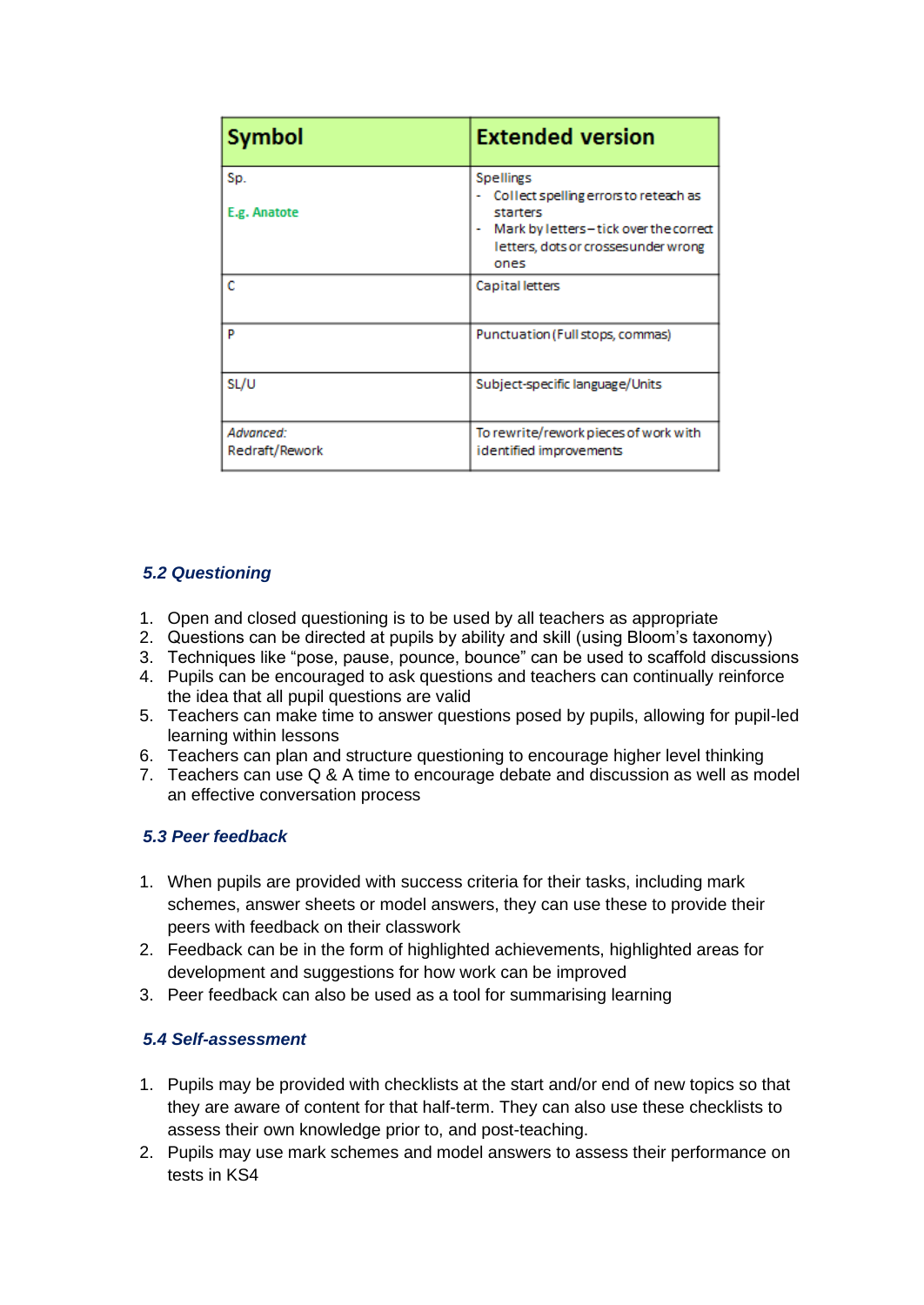| Symbol | Extended version |
|---|---|
| Sp.<br><br>E.g. Anatote | Spellings<br>- Collect spelling errors to reteach as starters<br>- Mark by letters – tick over the correct letters, dots or crosses under wrong ones |
| C | Capital letters |
| P | Punctuation (Full stops, commas) |
| SL/U | Subject-specific language/Units |
| *Advanced:*<br>Redraft/Rework | To rewrite/rework pieces of work with identified improvements |

### *5.2 Questioning*

1. Open and closed questioning is to be used by all teachers as appropriate
2. Questions can be directed at pupils by ability and skill (using Bloom's taxonomy)
3. Techniques like "pose, pause, pounce, bounce" can be used to scaffold discussions
4. Pupils can be encouraged to ask questions and teachers can continually reinforce the idea that all pupil questions are valid
5. Teachers can make time to answer questions posed by pupils, allowing for pupil-led learning within lessons
6. Teachers can plan and structure questioning to encourage higher level thinking
7. Teachers can use Q & A time to encourage debate and discussion as well as model an effective conversation process

### *5.3 Peer feedback*

1. When pupils are provided with success criteria for their tasks, including mark schemes, answer sheets or model answers, they can use these to provide their peers with feedback on their classwork
2. Feedback can be in the form of highlighted achievements, highlighted areas for development and suggestions for how work can be improved
3. Peer feedback can also be used as a tool for summarising learning

### *5.4 Self-assessment*

1. Pupils may be provided with checklists at the start and/or end of new topics so that they are aware of content for that half-term. They can also use these checklists to assess their own knowledge prior to, and post-teaching.
2. Pupils may use mark schemes and model answers to assess their performance on tests in KS4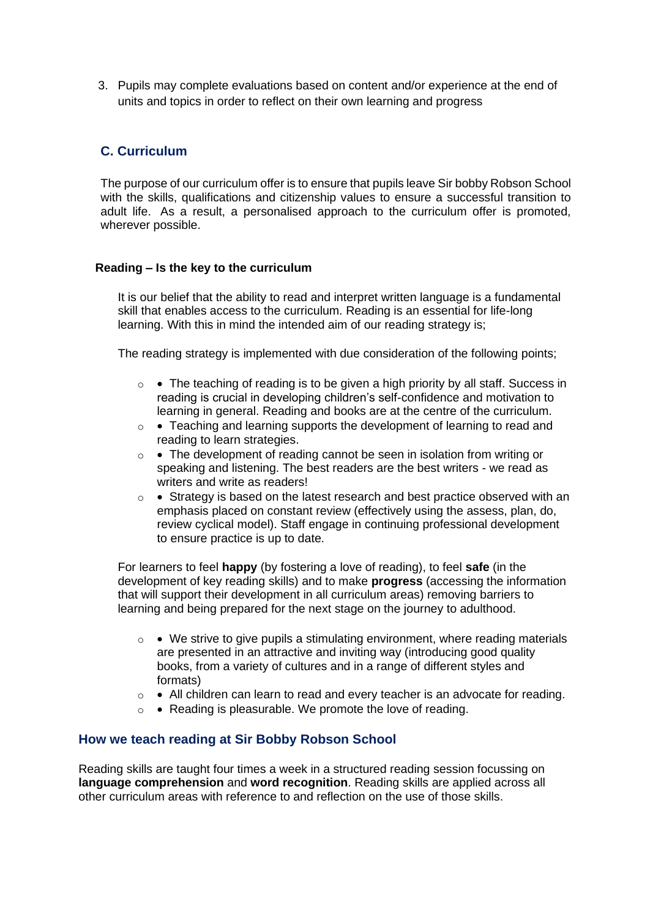3. Pupils may complete evaluations based on content and/or experience at the end of units and topics in order to reflect on their own learning and progress

## C. Curriculum

The purpose of our curriculum offer is to ensure that pupils leave Sir bobby Robson School with the skills, qualifications and citizenship values to ensure a successful transition to adult life. As a result, a personalised approach to the curriculum offer is promoted, wherever possible.

**Reading – Is the key to the curriculum**

It is our belief that the ability to read and interpret written language is a fundamental skill that enables access to the curriculum. Reading is an essential for life-long learning. With this in mind the intended aim of our reading strategy is;

The reading strategy is implemented with due consideration of the following points;

- • The teaching of reading is to be given a high priority by all staff. Success in reading is crucial in developing children's self-confidence and motivation to learning in general. Reading and books are at the centre of the curriculum.
- • Teaching and learning supports the development of learning to read and reading to learn strategies.
- • The development of reading cannot be seen in isolation from writing or speaking and listening. The best readers are the best writers - we read as writers and write as readers!
- • Strategy is based on the latest research and best practice observed with an emphasis placed on constant review (effectively using the assess, plan, do, review cyclical model). Staff engage in continuing professional development to ensure practice is up to date.

For learners to feel **happy** (by fostering a love of reading), to feel **safe** (in the development of key reading skills) and to make **progress** (accessing the information that will support their development in all curriculum areas) removing barriers to learning and being prepared for the next stage on the journey to adulthood.

- • We strive to give pupils a stimulating environment, where reading materials are presented in an attractive and inviting way (introducing good quality books, from a variety of cultures and in a range of different styles and formats)
- • All children can learn to read and every teacher is an advocate for reading.
- • Reading is pleasurable. We promote the love of reading.

## How we teach reading at Sir Bobby Robson School

Reading skills are taught four times a week in a structured reading session focussing on **language comprehension** and **word recognition**. Reading skills are applied across all other curriculum areas with reference to and reflection on the use of those skills.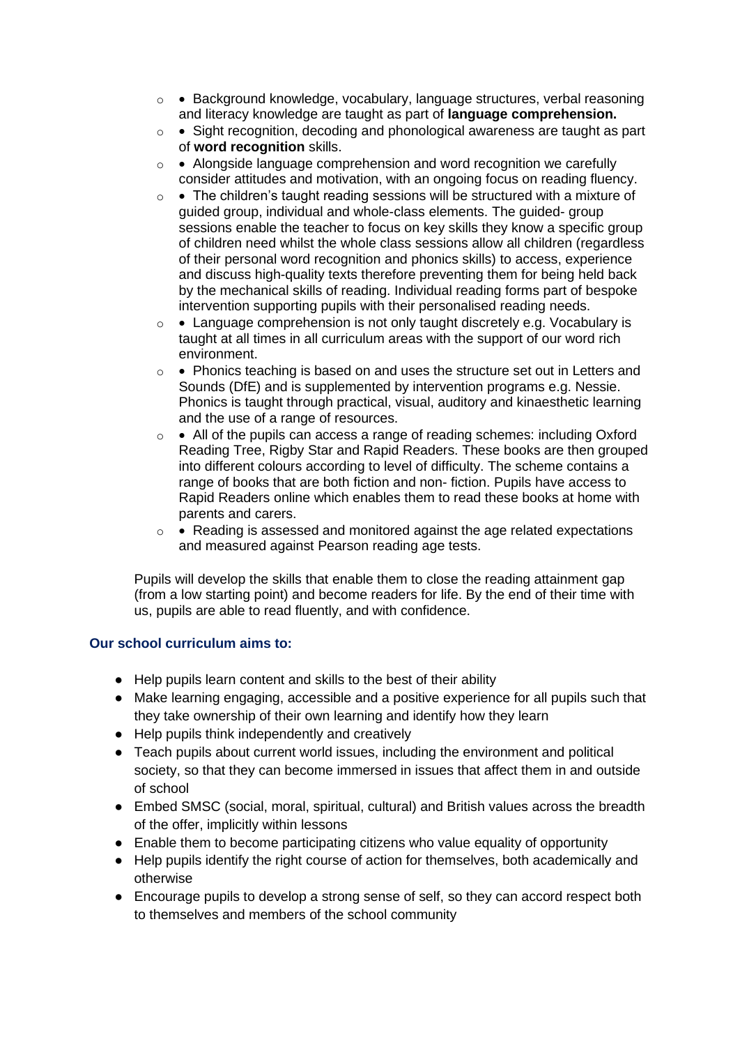- • Background knowledge, vocabulary, language structures, verbal reasoning and literacy knowledge are taught as part of **language comprehension.**
- • Sight recognition, decoding and phonological awareness are taught as part of **word recognition** skills.
- • Alongside language comprehension and word recognition we carefully consider attitudes and motivation, with an ongoing focus on reading fluency.
- • The children's taught reading sessions will be structured with a mixture of guided group, individual and whole-class elements. The guided- group sessions enable the teacher to focus on key skills they know a specific group of children need whilst the whole class sessions allow all children (regardless of their personal word recognition and phonics skills) to access, experience and discuss high-quality texts therefore preventing them for being held back by the mechanical skills of reading. Individual reading forms part of bespoke intervention supporting pupils with their personalised reading needs.
- • Language comprehension is not only taught discretely e.g. Vocabulary is taught at all times in all curriculum areas with the support of our word rich environment.
- • Phonics teaching is based on and uses the structure set out in Letters and Sounds (DfE) and is supplemented by intervention programs e.g. Nessie. Phonics is taught through practical, visual, auditory and kinaesthetic learning and the use of a range of resources.
- • All of the pupils can access a range of reading schemes: including Oxford Reading Tree, Rigby Star and Rapid Readers. These books are then grouped into different colours according to level of difficulty. The scheme contains a range of books that are both fiction and non- fiction. Pupils have access to Rapid Readers online which enables them to read these books at home with parents and carers.
- • Reading is assessed and monitored against the age related expectations and measured against Pearson reading age tests.

Pupils will develop the skills that enable them to close the reading attainment gap (from a low starting point) and become readers for life. By the end of their time with us, pupils are able to read fluently, and with confidence.

### Our school curriculum aims to:

- Help pupils learn content and skills to the best of their ability
- Make learning engaging, accessible and a positive experience for all pupils such that they take ownership of their own learning and identify how they learn
- Help pupils think independently and creatively
- Teach pupils about current world issues, including the environment and political society, so that they can become immersed in issues that affect them in and outside of school
- Embed SMSC (social, moral, spiritual, cultural) and British values across the breadth of the offer, implicitly within lessons
- Enable them to become participating citizens who value equality of opportunity
- Help pupils identify the right course of action for themselves, both academically and otherwise
- Encourage pupils to develop a strong sense of self, so they can accord respect both to themselves and members of the school community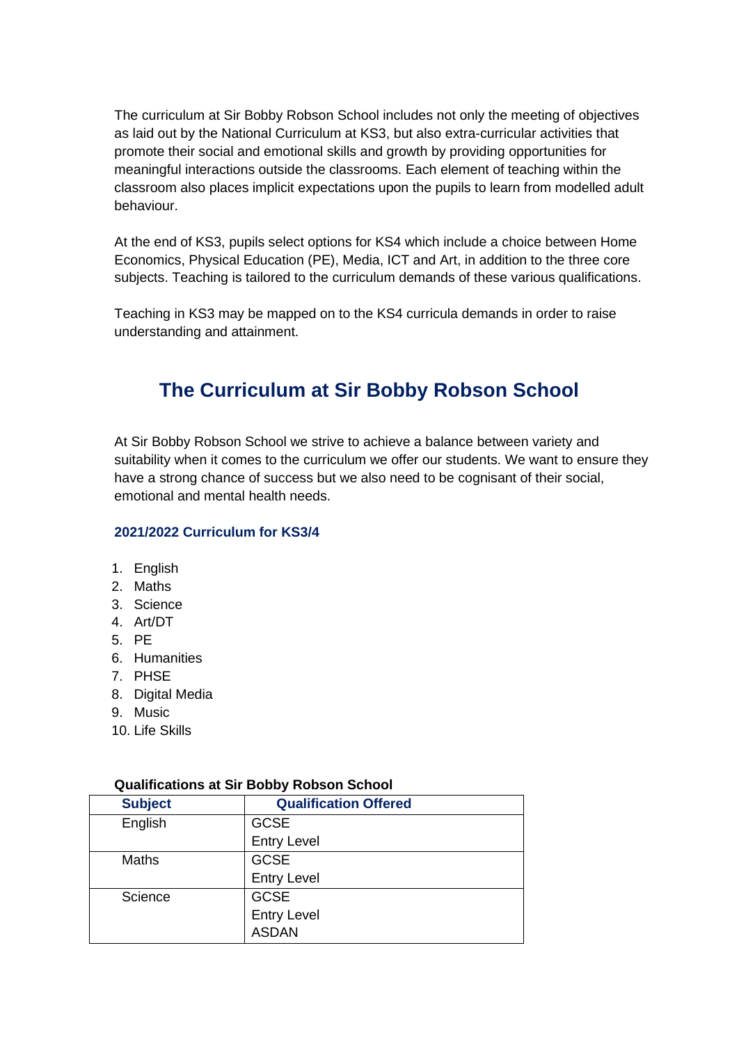The curriculum at Sir Bobby Robson School includes not only the meeting of objectives as laid out by the National Curriculum at KS3, but also extra-curricular activities that promote their social and emotional skills and growth by providing opportunities for meaningful interactions outside the classrooms. Each element of teaching within the classroom also places implicit expectations upon the pupils to learn from modelled adult behaviour.

At the end of KS3, pupils select options for KS4 which include a choice between Home Economics, Physical Education (PE), Media, ICT and Art, in addition to the three core subjects. Teaching is tailored to the curriculum demands of these various qualifications.

Teaching in KS3 may be mapped on to the KS4 curricula demands in order to raise understanding and attainment.

## The Curriculum at Sir Bobby Robson School

At Sir Bobby Robson School we strive to achieve a balance between variety and suitability when it comes to the curriculum we offer our students. We want to ensure they have a strong chance of success but we also need to be cognisant of their social, emotional and mental health needs.

### 2021/2022 Curriculum for KS3/4

1. English
2. Maths
3. Science
4. Art/DT
5. PE
6. Humanities
7. PHSE
8. Digital Media
9. Music
10. Life Skills

**Qualifications at Sir Bobby Robson School**

| Subject | Qualification Offered |
|---|---|
| English | GCSE<br>Entry Level |
| Maths | GCSE<br>Entry Level |
| Science | GCSE<br>Entry Level<br>ASDAN |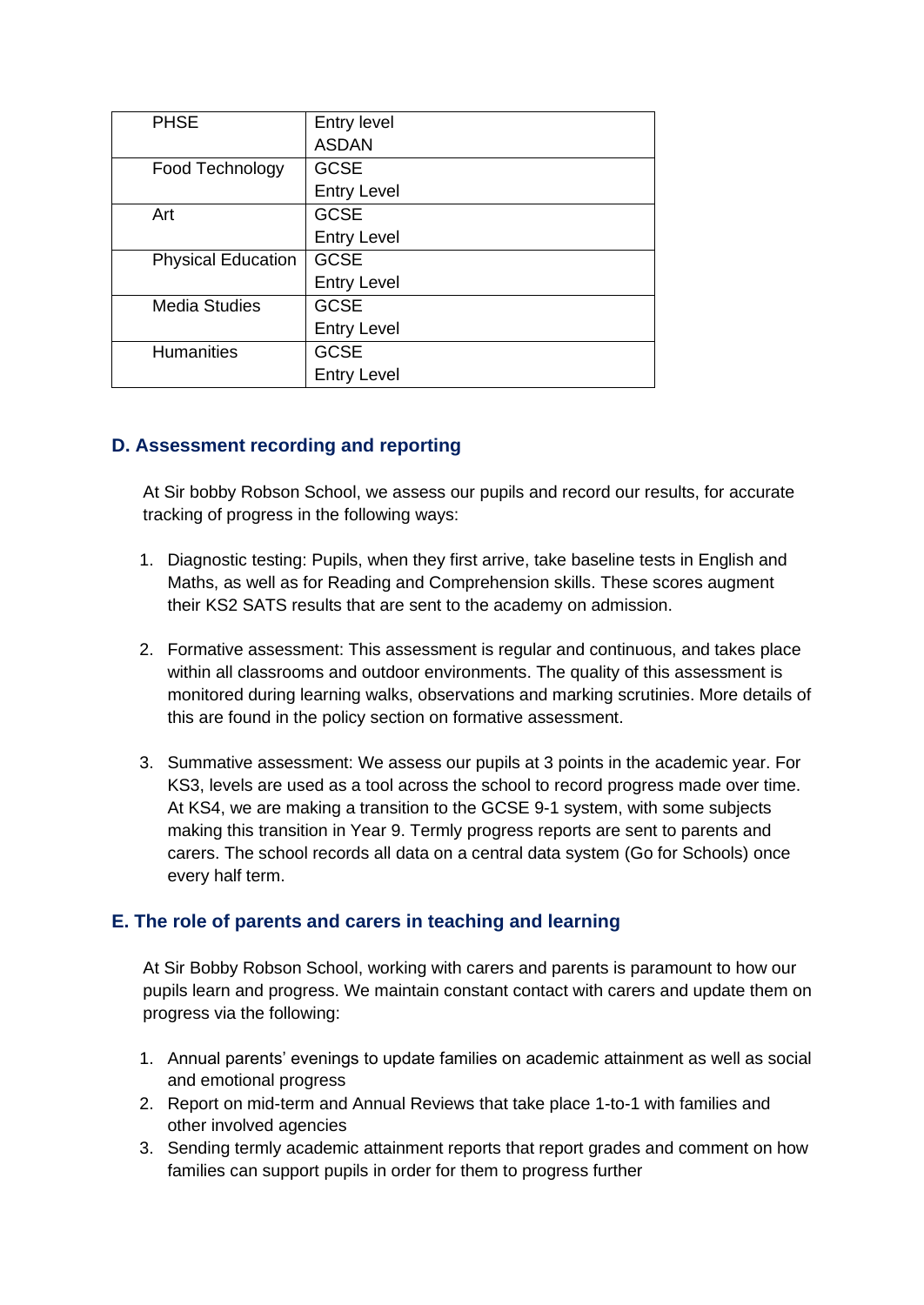| | |
|---|---|
| PHSE | Entry level<br>ASDAN |
| Food Technology | GCSE<br>Entry Level |
| Art | GCSE<br>Entry Level |
| Physical Education | GCSE<br>Entry Level |
| Media Studies | GCSE<br>Entry Level |
| Humanities | GCSE<br>Entry Level |

### D. Assessment recording and reporting

At Sir bobby Robson School, we assess our pupils and record our results, for accurate tracking of progress in the following ways:

1. Diagnostic testing: Pupils, when they first arrive, take baseline tests in English and Maths, as well as for Reading and Comprehension skills. These scores augment their KS2 SATS results that are sent to the academy on admission.

2. Formative assessment: This assessment is regular and continuous, and takes place within all classrooms and outdoor environments. The quality of this assessment is monitored during learning walks, observations and marking scrutinies. More details of this are found in the policy section on formative assessment.

3. Summative assessment: We assess our pupils at 3 points in the academic year. For KS3, levels are used as a tool across the school to record progress made over time. At KS4, we are making a transition to the GCSE 9-1 system, with some subjects making this transition in Year 9. Termly progress reports are sent to parents and carers. The school records all data on a central data system (Go for Schools) once every half term.

### E. The role of parents and carers in teaching and learning

At Sir Bobby Robson School, working with carers and parents is paramount to how our pupils learn and progress. We maintain constant contact with carers and update them on progress via the following:

1. Annual parents' evenings to update families on academic attainment as well as social and emotional progress
2. Report on mid-term and Annual Reviews that take place 1-to-1 with families and other involved agencies
3. Sending termly academic attainment reports that report grades and comment on how families can support pupils in order for them to progress further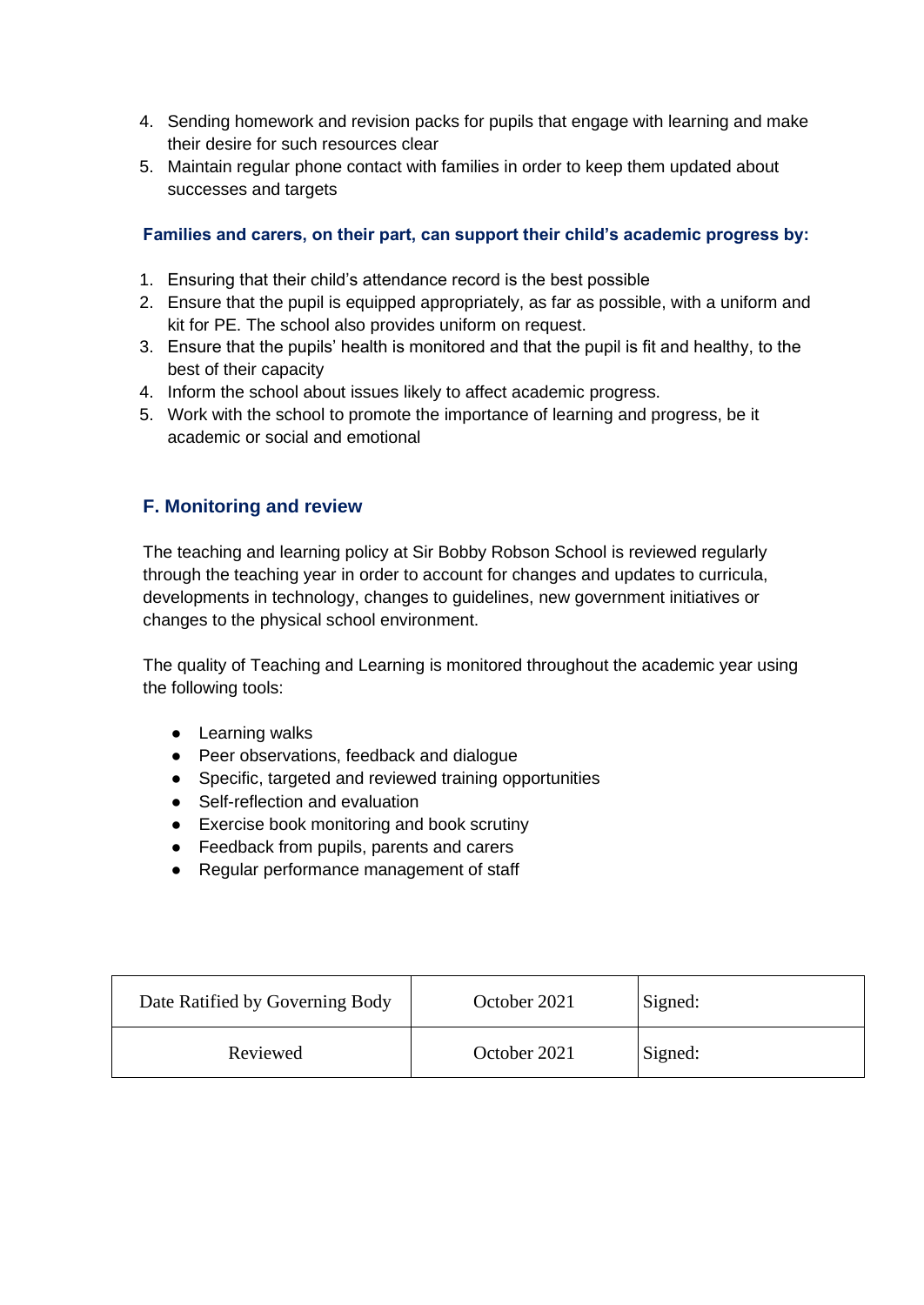4. Sending homework and revision packs for pupils that engage with learning and make their desire for such resources clear
5. Maintain regular phone contact with families in order to keep them updated about successes and targets

**Families and carers, on their part, can support their child's academic progress by:**

1. Ensuring that their child's attendance record is the best possible
2. Ensure that the pupil is equipped appropriately, as far as possible, with a uniform and kit for PE. The school also provides uniform on request.
3. Ensure that the pupils' health is monitored and that the pupil is fit and healthy, to the best of their capacity
4. Inform the school about issues likely to affect academic progress.
5. Work with the school to promote the importance of learning and progress, be it academic or social and emotional

## F. Monitoring and review

The teaching and learning policy at Sir Bobby Robson School is reviewed regularly through the teaching year in order to account for changes and updates to curricula, developments in technology, changes to guidelines, new government initiatives or changes to the physical school environment.

The quality of Teaching and Learning is monitored throughout the academic year using the following tools:

- Learning walks
- Peer observations, feedback and dialogue
- Specific, targeted and reviewed training opportunities
- Self-reflection and evaluation
- Exercise book monitoring and book scrutiny
- Feedback from pupils, parents and carers
- Regular performance management of staff

| | | |
|---|---|---|
| Date Ratified by Governing Body | October 2021 | Signed: |
| Reviewed | October 2021 | Signed: |